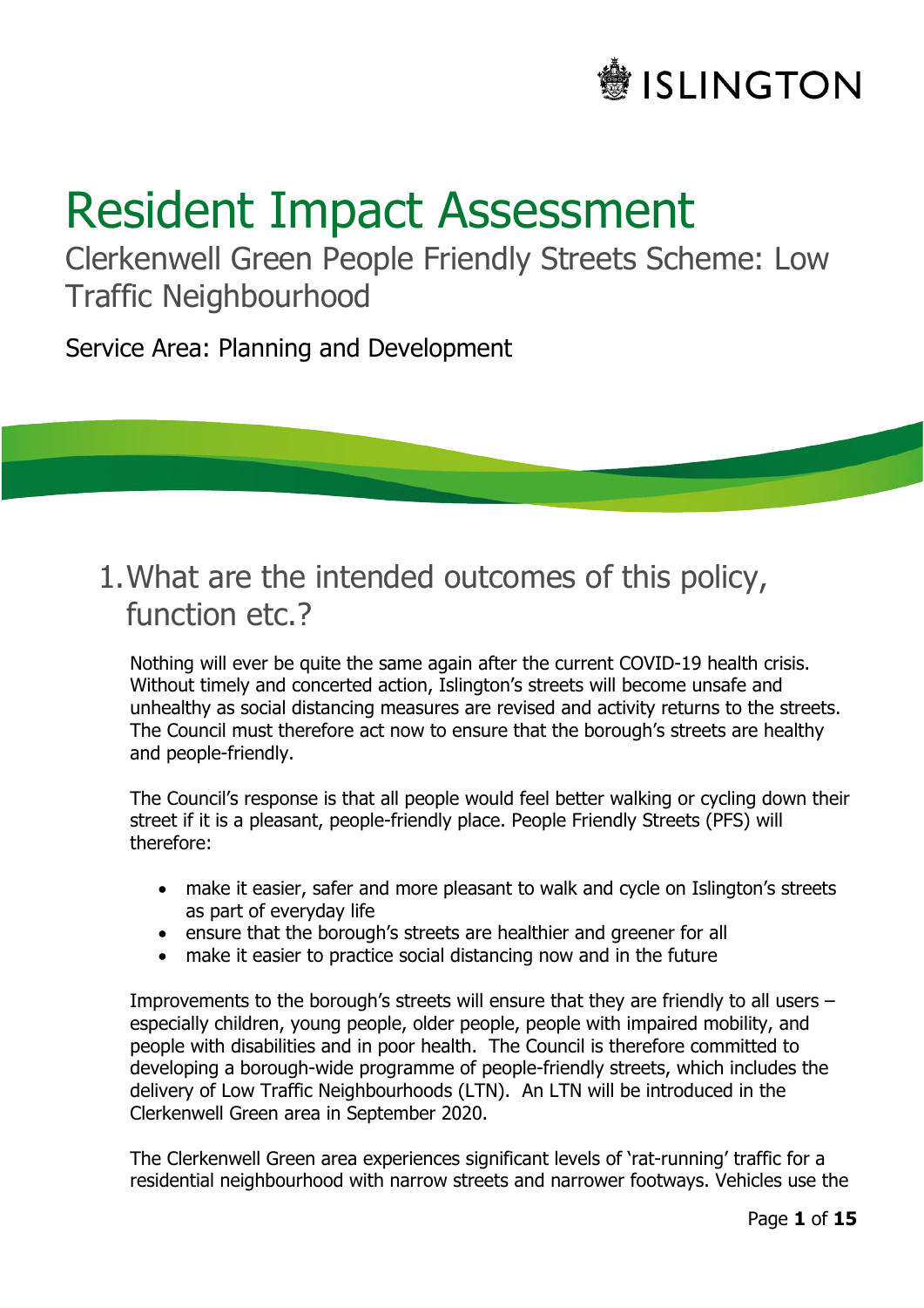ISLINGTON

# Resident Impact Assessment

## Clerkenwell Green People Friendly Streets Scheme: Low Traffic Neighbourhood

Service Area: Planning and Development

## 1. What are the intended outcomes of this policy, function etc.?

Nothing will ever be quite the same again after the current COVID-19 health crisis. Without timely and concerted action, Islington's streets will become unsafe and unhealthy as social distancing measures are revised and activity returns to the streets. The Council must therefore act now to ensure that the borough's streets are healthy and people-friendly.

The Council's response is that all people would feel better walking or cycling down their street if it is a pleasant, people-friendly place. People Friendly Streets (PFS) will therefore:

- make it easier, safer and more pleasant to walk and cycle on Islington's streets as part of everyday life
- ensure that the borough's streets are healthier and greener for all
- make it easier to practice social distancing now and in the future

Improvements to the borough's streets will ensure that they are friendly to all users – especially children, young people, older people, people with impaired mobility, and people with disabilities and in poor health. The Council is therefore committed to developing a borough-wide programme of people-friendly streets, which includes the delivery of Low Traffic Neighbourhoods (LTN). An LTN will be introduced in the Clerkenwell Green area in September 2020.

The Clerkenwell Green area experiences significant levels of 'rat-running' traffic for a residential neighbourhood with narrow streets and narrower footways. Vehicles use the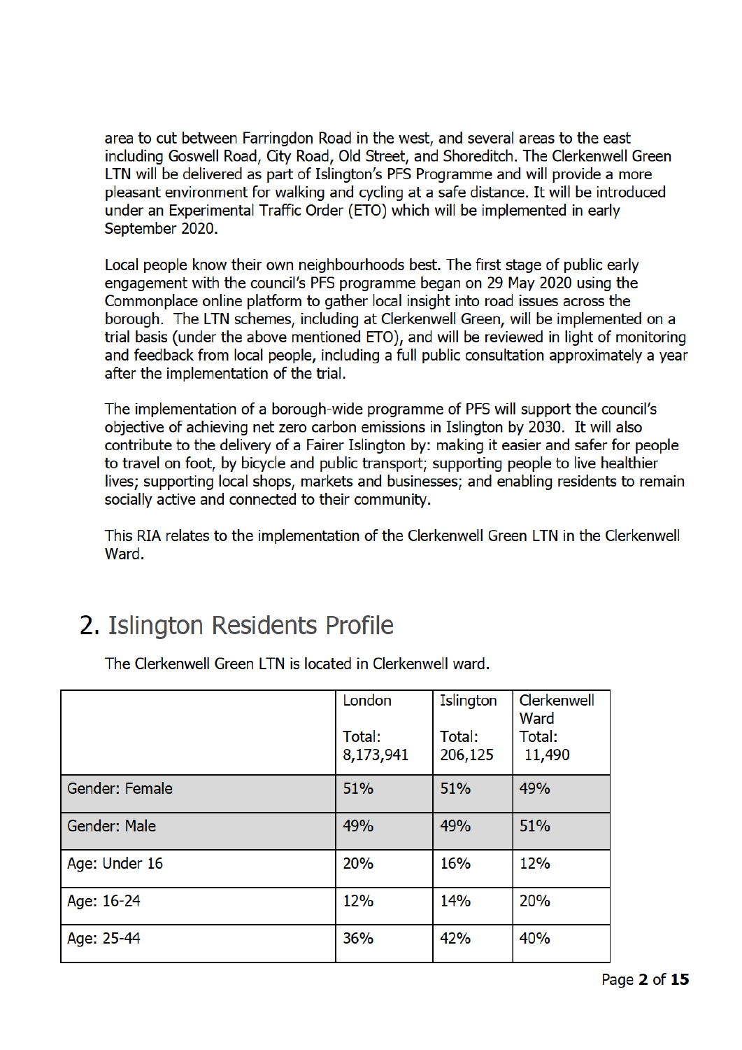area to cut between Farringdon Road in the west, and several areas to the east including Goswell Road, City Road, Old Street, and Shoreditch. The Clerkenwell Green LTN will be delivered as part of Islington's PFS Programme and will provide a more pleasant environment for walking and cycling at a safe distance. It will be introduced under an Experimental Traffic Order (ETO) which will be implemented in early September 2020.

Local people know their own neighbourhoods best. The first stage of public early engagement with the council's PFS programme began on 29 May 2020 using the Commonplace online platform to gather local insight into road issues across the borough. The LTN schemes, including at Clerkenwell Green, will be implemented on a trial basis (under the above mentioned ETO), and will be reviewed in light of monitoring and feedback from local people, including a full public consultation approximately a year after the implementation of the trial.

The implementation of a borough-wide programme of PFS will support the council's objective of achieving net zero carbon emissions in Islington by 2030. It will also contribute to the delivery of a Fairer Islington by: making it easier and safer for people to travel on foot, by bicycle and public transport; supporting people to live healthier lives; supporting local shops, markets and businesses; and enabling residents to remain socially active and connected to their community.

This RIA relates to the implementation of the Clerkenwell Green LTN in the Clerkenwell Ward.

## 2. Islington Residents Profile

The Clerkenwell Green LTN is located in Clerkenwell ward.

| | London<br><br>Total:<br>8,173,941 | Islington<br><br>Total:<br>206,125 | Clerkenwell Ward<br>Total:<br>11,490 |
|---|---|---|---|
| Gender: Female | 51% | 51% | 49% |
| Gender: Male | 49% | 49% | 51% |
| Age: Under 16 | 20% | 16% | 12% |
| Age: 16-24 | 12% | 14% | 20% |
| Age: 25-44 | 36% | 42% | 40% |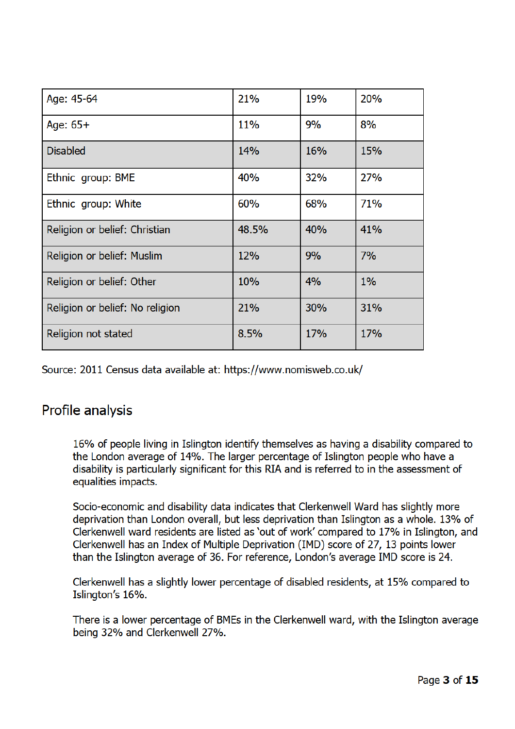| | | | |
|---|---|---|---|
| Age: 45-64 | 21% | 19% | 20% |
| Age: 65+ | 11% | 9% | 8% |
| Disabled | 14% | 16% | 15% |
| Ethnic group: BME | 40% | 32% | 27% |
| Ethnic group: White | 60% | 68% | 71% |
| Religion or belief: Christian | 48.5% | 40% | 41% |
| Religion or belief: Muslim | 12% | 9% | 7% |
| Religion or belief: Other | 10% | 4% | 1% |
| Religion or belief: No religion | 21% | 30% | 31% |
| Religion not stated | 8.5% | 17% | 17% |

Source: 2011 Census data available at: https://www.nomisweb.co.uk/

## Profile analysis

16% of people living in Islington identify themselves as having a disability compared to the London average of 14%. The larger percentage of Islington people who have a disability is particularly significant for this RIA and is referred to in the assessment of equalities impacts.

Socio-economic and disability data indicates that Clerkenwell Ward has slightly more deprivation than London overall, but less deprivation than Islington as a whole. 13% of Clerkenwell ward residents are listed as 'out of work' compared to 17% in Islington, and Clerkenwell has an Index of Multiple Deprivation (IMD) score of 27, 13 points lower than the Islington average of 36. For reference, London's average IMD score is 24.

Clerkenwell has a slightly lower percentage of disabled residents, at 15% compared to Islington's 16%.

There is a lower percentage of BMEs in the Clerkenwell ward, with the Islington average being 32% and Clerkenwell 27%.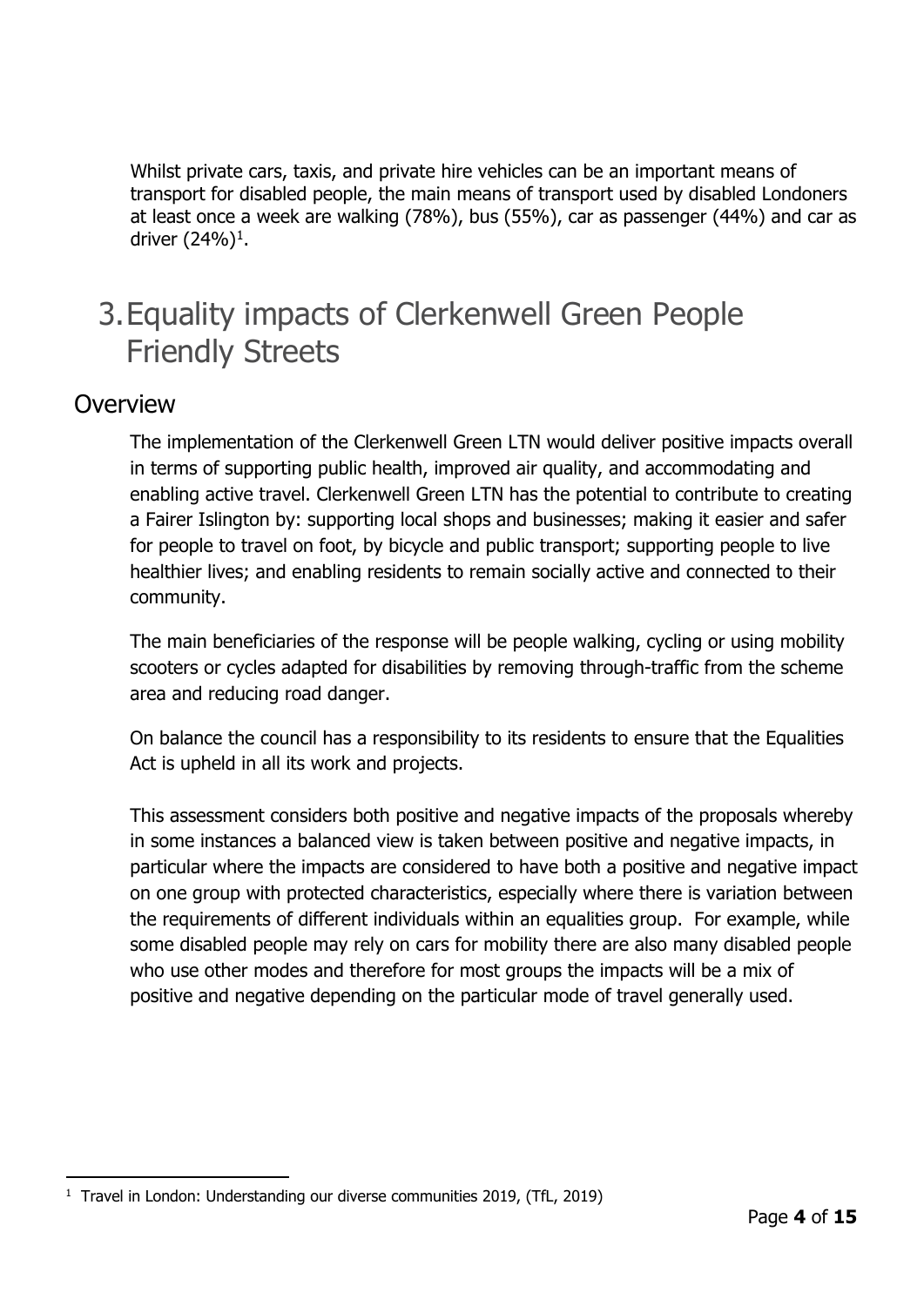Whilst private cars, taxis, and private hire vehicles can be an important means of transport for disabled people, the main means of transport used by disabled Londoners at least once a week are walking (78%), bus (55%), car as passenger (44%) and car as driver (24%)[1].

# 3. Equality impacts of Clerkenwell Green People Friendly Streets

## Overview

The implementation of the Clerkenwell Green LTN would deliver positive impacts overall in terms of supporting public health, improved air quality, and accommodating and enabling active travel. Clerkenwell Green LTN has the potential to contribute to creating a Fairer Islington by: supporting local shops and businesses; making it easier and safer for people to travel on foot, by bicycle and public transport; supporting people to live healthier lives; and enabling residents to remain socially active and connected to their community.

The main beneficiaries of the response will be people walking, cycling or using mobility scooters or cycles adapted for disabilities by removing through-traffic from the scheme area and reducing road danger.

On balance the council has a responsibility to its residents to ensure that the Equalities Act is upheld in all its work and projects.

This assessment considers both positive and negative impacts of the proposals whereby in some instances a balanced view is taken between positive and negative impacts, in particular where the impacts are considered to have both a positive and negative impact on one group with protected characteristics, especially where there is variation between the requirements of different individuals within an equalities group. For example, while some disabled people may rely on cars for mobility there are also many disabled people who use other modes and therefore for most groups the impacts will be a mix of positive and negative depending on the particular mode of travel generally used.

---

[1] Travel in London: Understanding our diverse communities 2019, (TfL, 2019)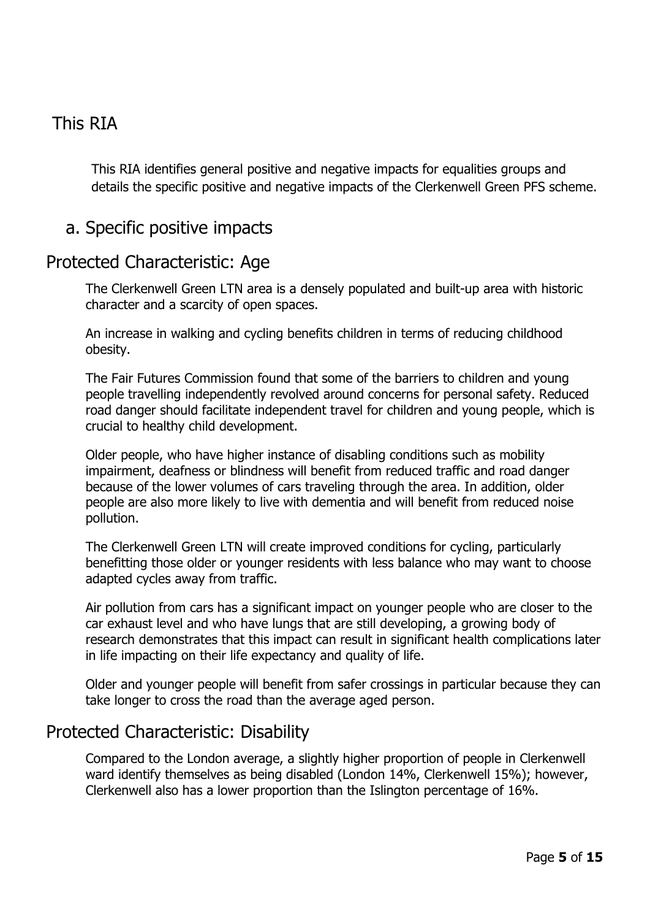## This RIA

This RIA identifies general positive and negative impacts for equalities groups and details the specific positive and negative impacts of the Clerkenwell Green PFS scheme.

### a. Specific positive impacts

### Protected Characteristic: Age

The Clerkenwell Green LTN area is a densely populated and built-up area with historic character and a scarcity of open spaces.

An increase in walking and cycling benefits children in terms of reducing childhood obesity.

The Fair Futures Commission found that some of the barriers to children and young people travelling independently revolved around concerns for personal safety. Reduced road danger should facilitate independent travel for children and young people, which is crucial to healthy child development.

Older people, who have higher instance of disabling conditions such as mobility impairment, deafness or blindness will benefit from reduced traffic and road danger because of the lower volumes of cars traveling through the area. In addition, older people are also more likely to live with dementia and will benefit from reduced noise pollution.

The Clerkenwell Green LTN will create improved conditions for cycling, particularly benefitting those older or younger residents with less balance who may want to choose adapted cycles away from traffic.

Air pollution from cars has a significant impact on younger people who are closer to the car exhaust level and who have lungs that are still developing, a growing body of research demonstrates that this impact can result in significant health complications later in life impacting on their life expectancy and quality of life.

Older and younger people will benefit from safer crossings in particular because they can take longer to cross the road than the average aged person.

### Protected Characteristic: Disability

Compared to the London average, a slightly higher proportion of people in Clerkenwell ward identify themselves as being disabled (London 14%, Clerkenwell 15%); however, Clerkenwell also has a lower proportion than the Islington percentage of 16%.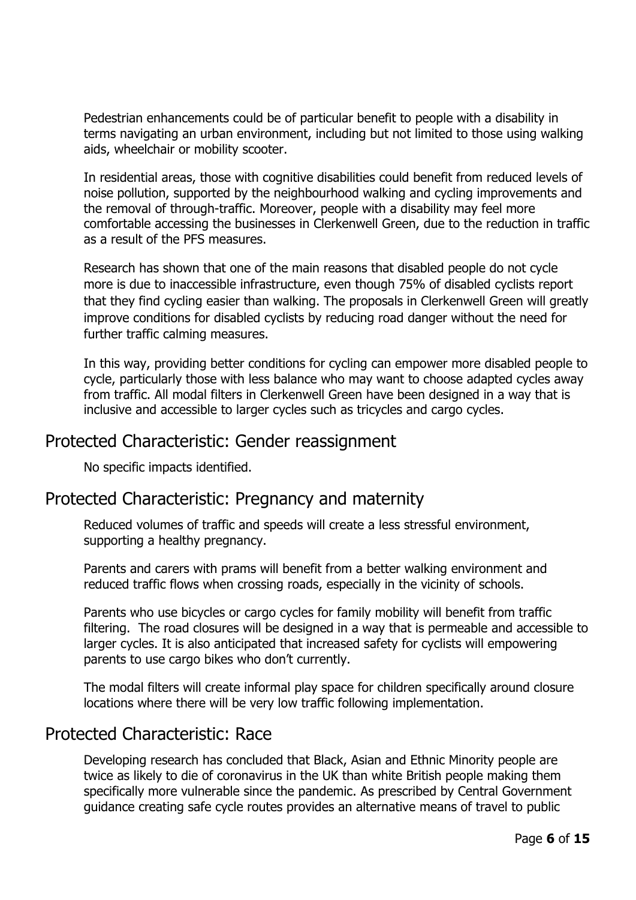Pedestrian enhancements could be of particular benefit to people with a disability in terms navigating an urban environment, including but not limited to those using walking aids, wheelchair or mobility scooter.

In residential areas, those with cognitive disabilities could benefit from reduced levels of noise pollution, supported by the neighbourhood walking and cycling improvements and the removal of through-traffic. Moreover, people with a disability may feel more comfortable accessing the businesses in Clerkenwell Green, due to the reduction in traffic as a result of the PFS measures.

Research has shown that one of the main reasons that disabled people do not cycle more is due to inaccessible infrastructure, even though 75% of disabled cyclists report that they find cycling easier than walking. The proposals in Clerkenwell Green will greatly improve conditions for disabled cyclists by reducing road danger without the need for further traffic calming measures.

In this way, providing better conditions for cycling can empower more disabled people to cycle, particularly those with less balance who may want to choose adapted cycles away from traffic. All modal filters in Clerkenwell Green have been designed in a way that is inclusive and accessible to larger cycles such as tricycles and cargo cycles.

## Protected Characteristic: Gender reassignment

No specific impacts identified.

## Protected Characteristic: Pregnancy and maternity

Reduced volumes of traffic and speeds will create a less stressful environment, supporting a healthy pregnancy.

Parents and carers with prams will benefit from a better walking environment and reduced traffic flows when crossing roads, especially in the vicinity of schools.

Parents who use bicycles or cargo cycles for family mobility will benefit from traffic filtering. The road closures will be designed in a way that is permeable and accessible to larger cycles. It is also anticipated that increased safety for cyclists will empowering parents to use cargo bikes who don't currently.

The modal filters will create informal play space for children specifically around closure locations where there will be very low traffic following implementation.

## Protected Characteristic: Race

Developing research has concluded that Black, Asian and Ethnic Minority people are twice as likely to die of coronavirus in the UK than white British people making them specifically more vulnerable since the pandemic. As prescribed by Central Government guidance creating safe cycle routes provides an alternative means of travel to public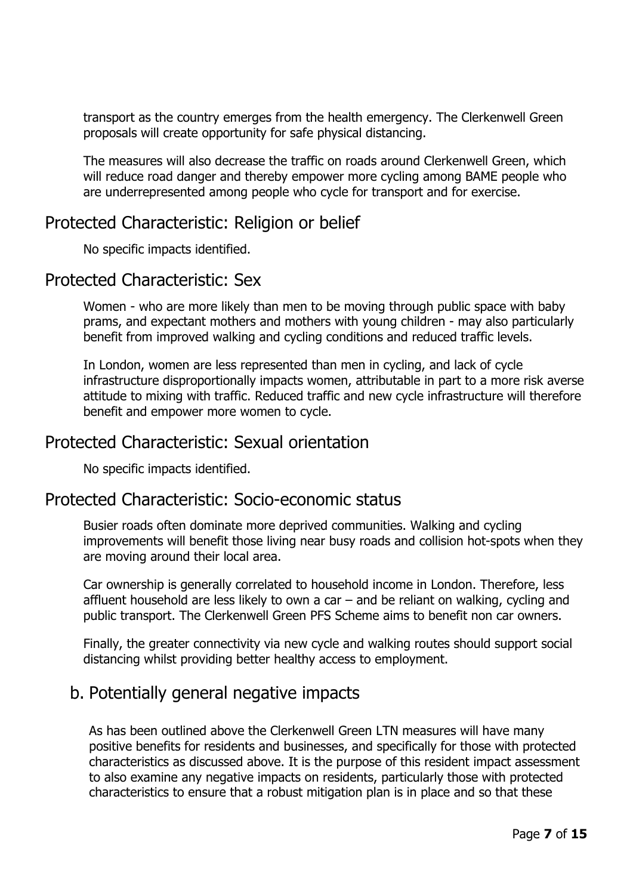transport as the country emerges from the health emergency. The Clerkenwell Green proposals will create opportunity for safe physical distancing.

The measures will also decrease the traffic on roads around Clerkenwell Green, which will reduce road danger and thereby empower more cycling among BAME people who are underrepresented among people who cycle for transport and for exercise.

## Protected Characteristic: Religion or belief

No specific impacts identified.

## Protected Characteristic: Sex

Women - who are more likely than men to be moving through public space with baby prams, and expectant mothers and mothers with young children - may also particularly benefit from improved walking and cycling conditions and reduced traffic levels.

In London, women are less represented than men in cycling, and lack of cycle infrastructure disproportionally impacts women, attributable in part to a more risk averse attitude to mixing with traffic. Reduced traffic and new cycle infrastructure will therefore benefit and empower more women to cycle.

## Protected Characteristic: Sexual orientation

No specific impacts identified.

## Protected Characteristic: Socio-economic status

Busier roads often dominate more deprived communities. Walking and cycling improvements will benefit those living near busy roads and collision hot-spots when they are moving around their local area.

Car ownership is generally correlated to household income in London. Therefore, less affluent household are less likely to own a car – and be reliant on walking, cycling and public transport. The Clerkenwell Green PFS Scheme aims to benefit non car owners.

Finally, the greater connectivity via new cycle and walking routes should support social distancing whilst providing better healthy access to employment.

## b. Potentially general negative impacts

As has been outlined above the Clerkenwell Green LTN measures will have many positive benefits for residents and businesses, and specifically for those with protected characteristics as discussed above. It is the purpose of this resident impact assessment to also examine any negative impacts on residents, particularly those with protected characteristics to ensure that a robust mitigation plan is in place and so that these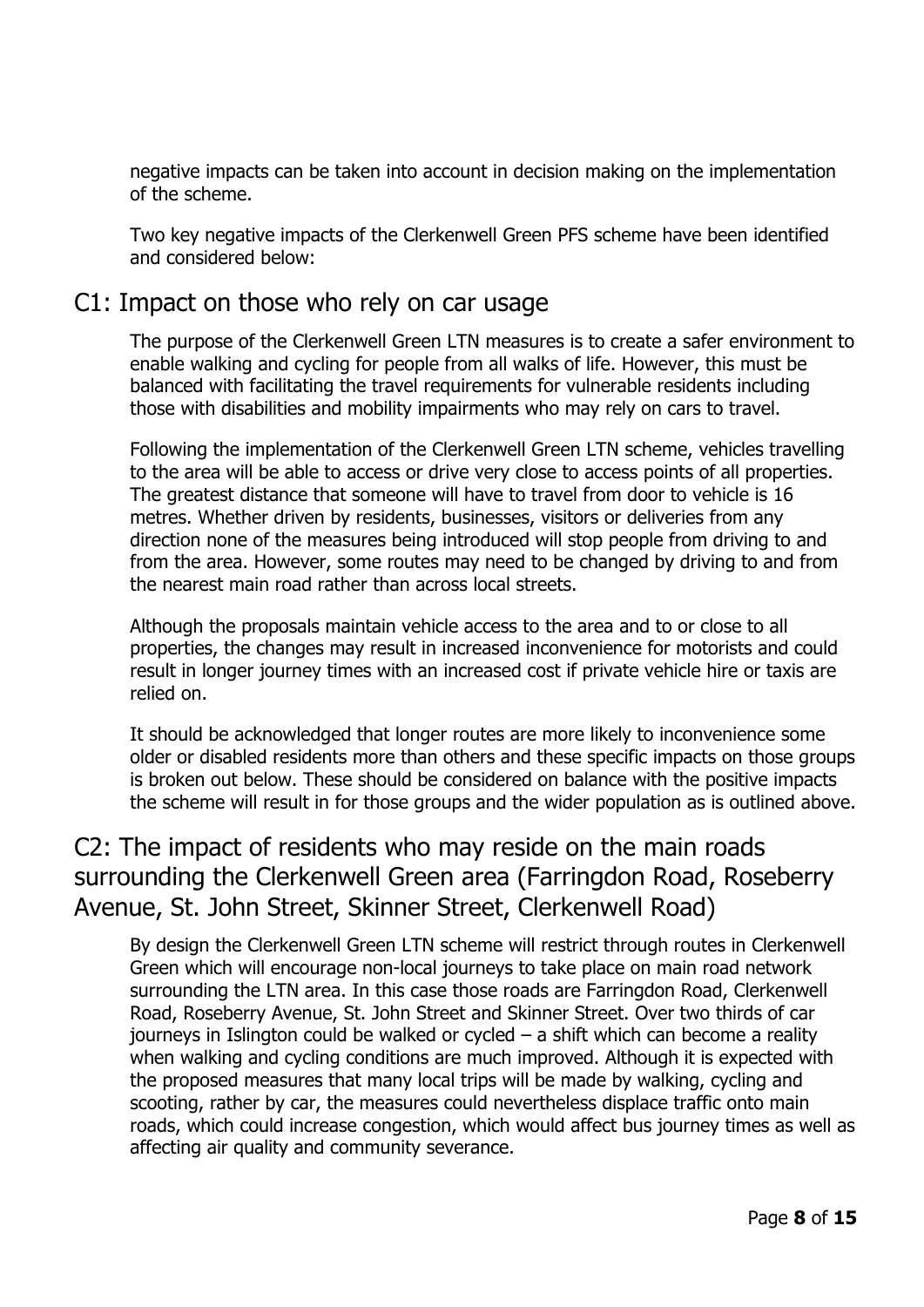negative impacts can be taken into account in decision making on the implementation of the scheme.

Two key negative impacts of the Clerkenwell Green PFS scheme have been identified and considered below:

## C1: Impact on those who rely on car usage

The purpose of the Clerkenwell Green LTN measures is to create a safer environment to enable walking and cycling for people from all walks of life. However, this must be balanced with facilitating the travel requirements for vulnerable residents including those with disabilities and mobility impairments who may rely on cars to travel.

Following the implementation of the Clerkenwell Green LTN scheme, vehicles travelling to the area will be able to access or drive very close to access points of all properties. The greatest distance that someone will have to travel from door to vehicle is 16 metres. Whether driven by residents, businesses, visitors or deliveries from any direction none of the measures being introduced will stop people from driving to and from the area. However, some routes may need to be changed by driving to and from the nearest main road rather than across local streets.

Although the proposals maintain vehicle access to the area and to or close to all properties, the changes may result in increased inconvenience for motorists and could result in longer journey times with an increased cost if private vehicle hire or taxis are relied on.

It should be acknowledged that longer routes are more likely to inconvenience some older or disabled residents more than others and these specific impacts on those groups is broken out below. These should be considered on balance with the positive impacts the scheme will result in for those groups and the wider population as is outlined above.

## C2: The impact of residents who may reside on the main roads surrounding the Clerkenwell Green area (Farringdon Road, Roseberry Avenue, St. John Street, Skinner Street, Clerkenwell Road)

By design the Clerkenwell Green LTN scheme will restrict through routes in Clerkenwell Green which will encourage non-local journeys to take place on main road network surrounding the LTN area. In this case those roads are Farringdon Road, Clerkenwell Road, Roseberry Avenue, St. John Street and Skinner Street. Over two thirds of car journeys in Islington could be walked or cycled – a shift which can become a reality when walking and cycling conditions are much improved. Although it is expected with the proposed measures that many local trips will be made by walking, cycling and scooting, rather by car, the measures could nevertheless displace traffic onto main roads, which could increase congestion, which would affect bus journey times as well as affecting air quality and community severance.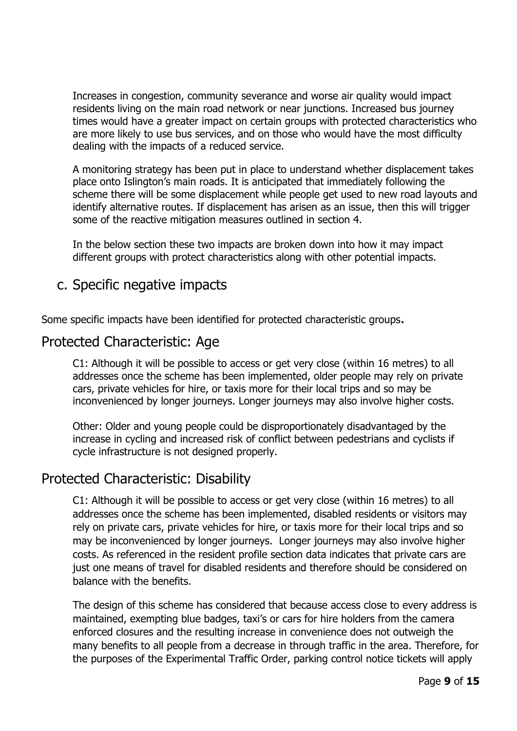Increases in congestion, community severance and worse air quality would impact residents living on the main road network or near junctions. Increased bus journey times would have a greater impact on certain groups with protected characteristics who are more likely to use bus services, and on those who would have the most difficulty dealing with the impacts of a reduced service.

A monitoring strategy has been put in place to understand whether displacement takes place onto Islington's main roads. It is anticipated that immediately following the scheme there will be some displacement while people get used to new road layouts and identify alternative routes. If displacement has arisen as an issue, then this will trigger some of the reactive mitigation measures outlined in section 4.

In the below section these two impacts are broken down into how it may impact different groups with protect characteristics along with other potential impacts.

## c. Specific negative impacts

Some specific impacts have been identified for protected characteristic groups**.**

## Protected Characteristic: Age

C1: Although it will be possible to access or get very close (within 16 metres) to all addresses once the scheme has been implemented, older people may rely on private cars, private vehicles for hire, or taxis more for their local trips and so may be inconvenienced by longer journeys. Longer journeys may also involve higher costs.

Other: Older and young people could be disproportionately disadvantaged by the increase in cycling and increased risk of conflict between pedestrians and cyclists if cycle infrastructure is not designed properly.

## Protected Characteristic: Disability

C1: Although it will be possible to access or get very close (within 16 metres) to all addresses once the scheme has been implemented, disabled residents or visitors may rely on private cars, private vehicles for hire, or taxis more for their local trips and so may be inconvenienced by longer journeys. Longer journeys may also involve higher costs. As referenced in the resident profile section data indicates that private cars are just one means of travel for disabled residents and therefore should be considered on balance with the benefits.

The design of this scheme has considered that because access close to every address is maintained, exempting blue badges, taxi's or cars for hire holders from the camera enforced closures and the resulting increase in convenience does not outweigh the many benefits to all people from a decrease in through traffic in the area. Therefore, for the purposes of the Experimental Traffic Order, parking control notice tickets will apply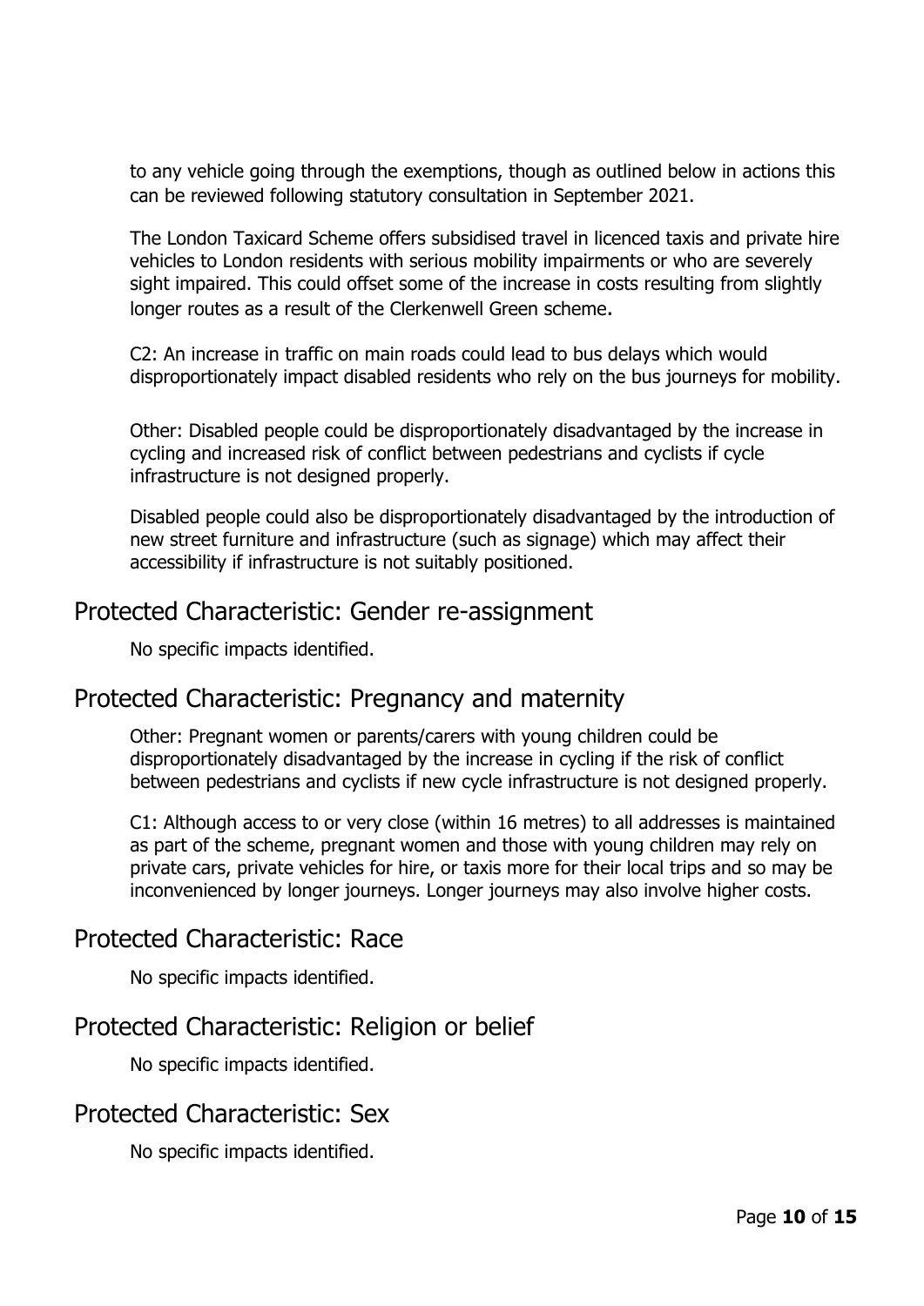to any vehicle going through the exemptions, though as outlined below in actions this can be reviewed following statutory consultation in September 2021.

The London Taxicard Scheme offers subsidised travel in licenced taxis and private hire vehicles to London residents with serious mobility impairments or who are severely sight impaired. This could offset some of the increase in costs resulting from slightly longer routes as a result of the Clerkenwell Green scheme.

C2: An increase in traffic on main roads could lead to bus delays which would disproportionately impact disabled residents who rely on the bus journeys for mobility.

Other: Disabled people could be disproportionately disadvantaged by the increase in cycling and increased risk of conflict between pedestrians and cyclists if cycle infrastructure is not designed properly.

Disabled people could also be disproportionately disadvantaged by the introduction of new street furniture and infrastructure (such as signage) which may affect their accessibility if infrastructure is not suitably positioned.

## Protected Characteristic: Gender re-assignment

No specific impacts identified.

## Protected Characteristic: Pregnancy and maternity

Other: Pregnant women or parents/carers with young children could be disproportionately disadvantaged by the increase in cycling if the risk of conflict between pedestrians and cyclists if new cycle infrastructure is not designed properly.

C1: Although access to or very close (within 16 metres) to all addresses is maintained as part of the scheme, pregnant women and those with young children may rely on private cars, private vehicles for hire, or taxis more for their local trips and so may be inconvenienced by longer journeys. Longer journeys may also involve higher costs.

## Protected Characteristic: Race

No specific impacts identified.

## Protected Characteristic: Religion or belief

No specific impacts identified.

## Protected Characteristic: Sex

No specific impacts identified.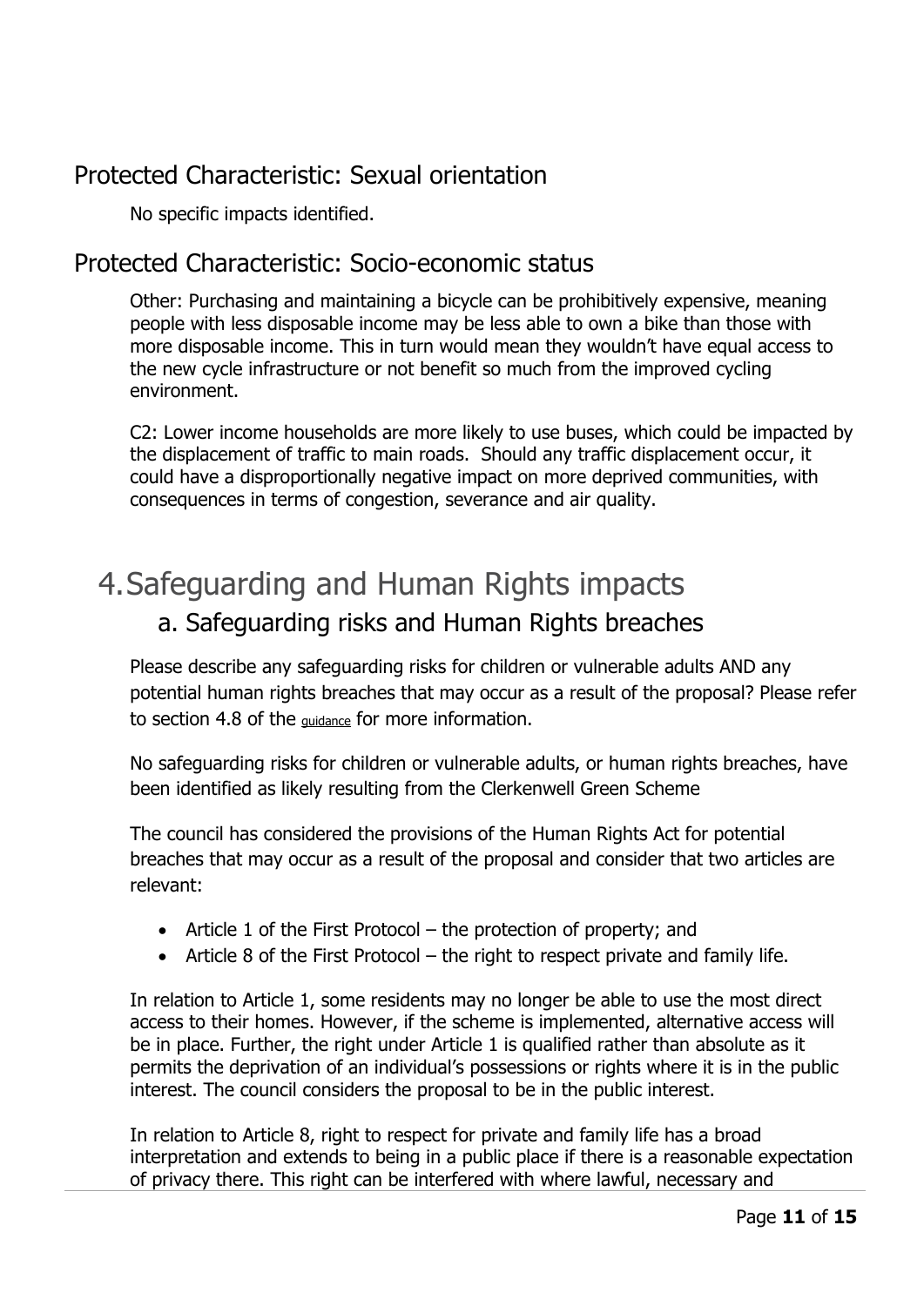## Protected Characteristic: Sexual orientation

No specific impacts identified.

## Protected Characteristic: Socio-economic status

Other: Purchasing and maintaining a bicycle can be prohibitively expensive, meaning people with less disposable income may be less able to own a bike than those with more disposable income. This in turn would mean they wouldn't have equal access to the new cycle infrastructure or not benefit so much from the improved cycling environment.

C2: Lower income households are more likely to use buses, which could be impacted by the displacement of traffic to main roads. Should any traffic displacement occur, it could have a disproportionally negative impact on more deprived communities, with consequences in terms of congestion, severance and air quality.

# 4. Safeguarding and Human Rights impacts

## a. Safeguarding risks and Human Rights breaches

Please describe any safeguarding risks for children or vulnerable adults AND any potential human rights breaches that may occur as a result of the proposal? Please refer to section 4.8 of the guidance for more information.

No safeguarding risks for children or vulnerable adults, or human rights breaches, have been identified as likely resulting from the Clerkenwell Green Scheme

The council has considered the provisions of the Human Rights Act for potential breaches that may occur as a result of the proposal and consider that two articles are relevant:

- Article 1 of the First Protocol – the protection of property; and
- Article 8 of the First Protocol – the right to respect private and family life.

In relation to Article 1, some residents may no longer be able to use the most direct access to their homes. However, if the scheme is implemented, alternative access will be in place. Further, the right under Article 1 is qualified rather than absolute as it permits the deprivation of an individual's possessions or rights where it is in the public interest. The council considers the proposal to be in the public interest.

In relation to Article 8, right to respect for private and family life has a broad interpretation and extends to being in a public place if there is a reasonable expectation of privacy there. This right can be interfered with where lawful, necessary and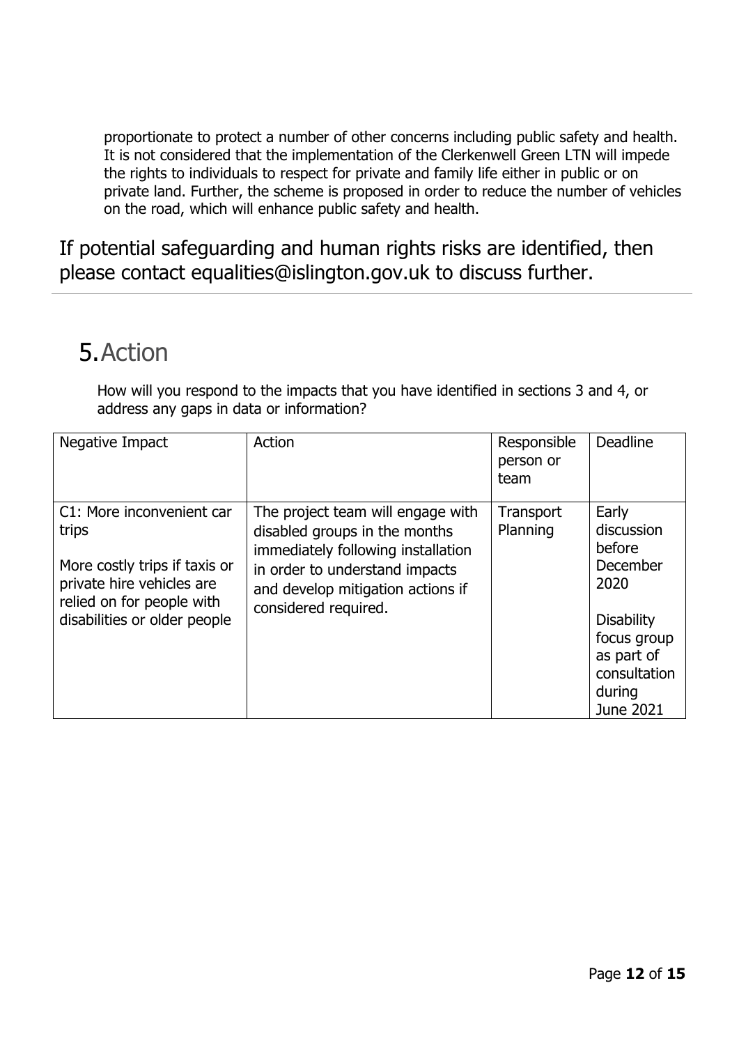proportionate to protect a number of other concerns including public safety and health. It is not considered that the implementation of the Clerkenwell Green LTN will impede the rights to individuals to respect for private and family life either in public or on private land. Further, the scheme is proposed in order to reduce the number of vehicles on the road, which will enhance public safety and health.

If potential safeguarding and human rights risks are identified, then please contact equalities@islington.gov.uk to discuss further.

# 5. Action

How will you respond to the impacts that you have identified in sections 3 and 4, or address any gaps in data or information?

| Negative Impact | Action | Responsible person or team | Deadline |
|---|---|---|---|
| C1: More inconvenient car trips<br><br>More costly trips if taxis or private hire vehicles are relied on for people with disabilities or older people | The project team will engage with disabled groups in the months immediately following installation in order to understand impacts and develop mitigation actions if considered required. | Transport Planning | Early discussion before December 2020<br><br>Disability focus group as part of consultation during June 2021 |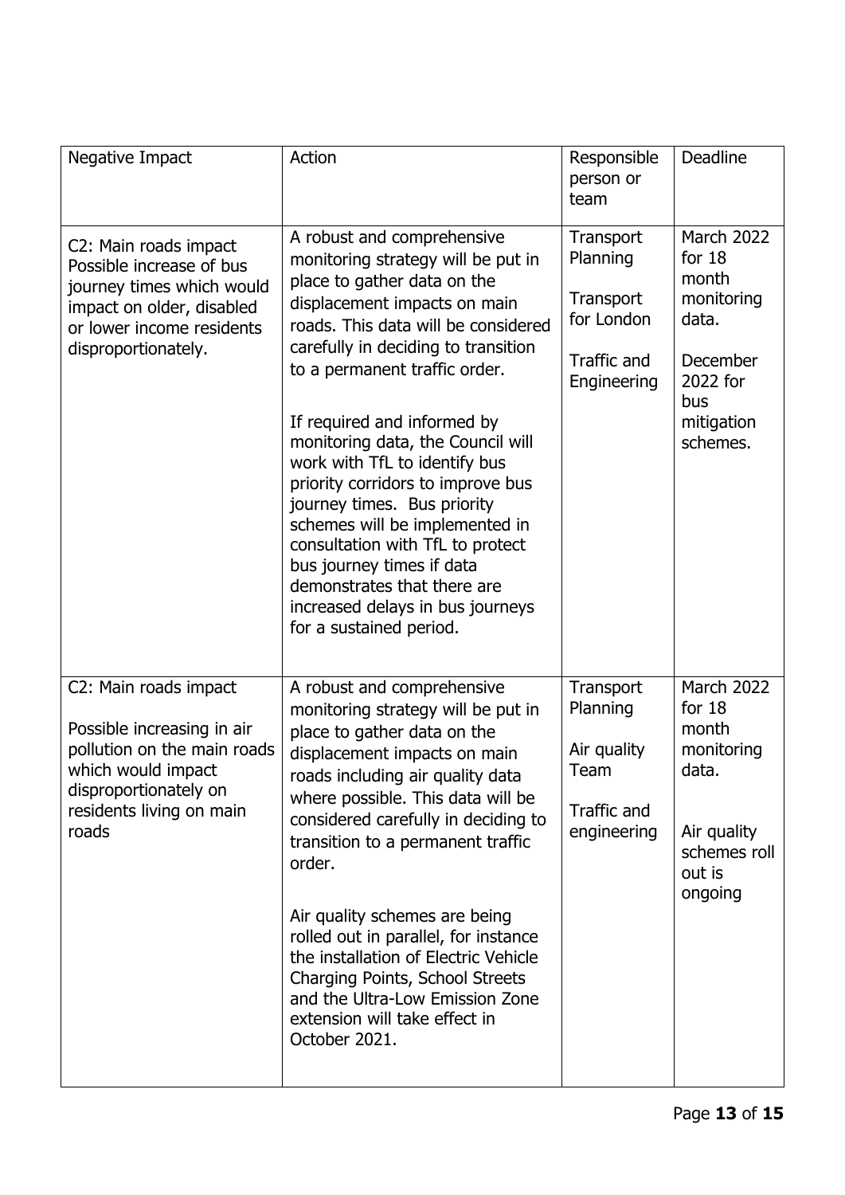| Negative Impact | Action | Responsible person or team | Deadline |
| --- | --- | --- | --- |
| C2: Main roads impact Possible increase of bus journey times which would impact on older, disabled or lower income residents disproportionately. | A robust and comprehensive monitoring strategy will be put in place to gather data on the displacement impacts on main roads. This data will be considered carefully in deciding to transition to a permanent traffic order.<br><br>If required and informed by monitoring data, the Council will work with TfL to identify bus priority corridors to improve bus journey times. Bus priority schemes will be implemented in consultation with TfL to protect bus journey times if data demonstrates that there are increased delays in bus journeys for a sustained period. | Transport Planning<br><br>Transport for London<br><br>Traffic and Engineering | March 2022 for 18 month monitoring data.<br><br>December 2022 for bus mitigation schemes. |
| C2: Main roads impact<br><br>Possible increasing in air pollution on the main roads which would impact disproportionately on residents living on main roads | A robust and comprehensive monitoring strategy will be put in place to gather data on the displacement impacts on main roads including air quality data where possible. This data will be considered carefully in deciding to transition to a permanent traffic order.<br><br>Air quality schemes are being rolled out in parallel, for instance the installation of Electric Vehicle Charging Points, School Streets and the Ultra-Low Emission Zone extension will take effect in October 2021. | Transport Planning<br><br>Air quality Team<br><br>Traffic and engineering | March 2022 for 18 month monitoring data.<br><br>Air quality schemes roll out is ongoing |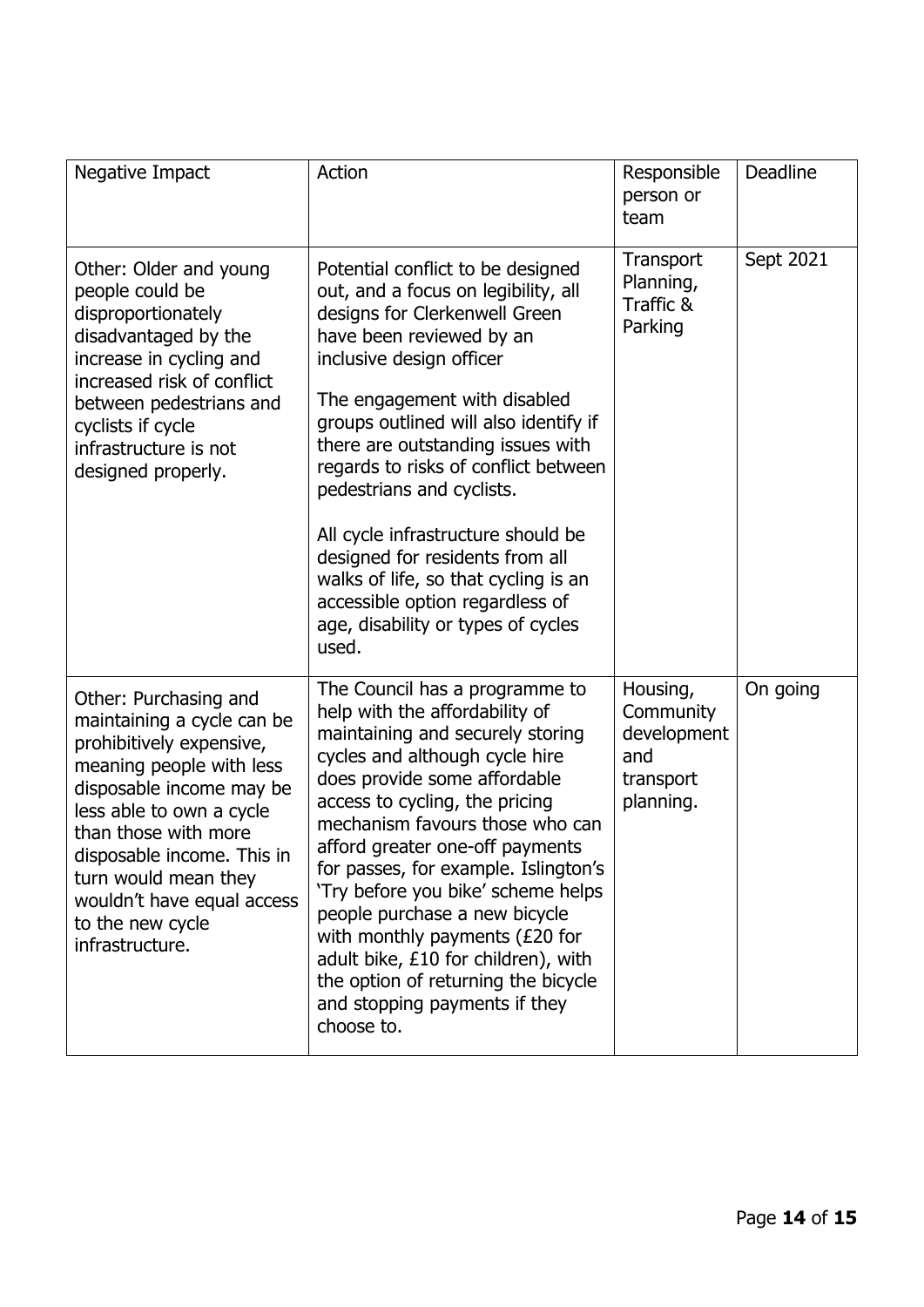| Negative Impact | Action | Responsible person or team | Deadline |
|---|---|---|---|
| Other: Older and young people could be disproportionately disadvantaged by the increase in cycling and increased risk of conflict between pedestrians and cyclists if cycle infrastructure is not designed properly. | Potential conflict to be designed out, and a focus on legibility, all designs for Clerkenwell Green have been reviewed by an inclusive design officer<br><br>The engagement with disabled groups outlined will also identify if there are outstanding issues with regards to risks of conflict between pedestrians and cyclists.<br><br>All cycle infrastructure should be designed for residents from all walks of life, so that cycling is an accessible option regardless of age, disability or types of cycles used. | Transport Planning, Traffic & Parking | Sept 2021 |
| Other: Purchasing and maintaining a cycle can be prohibitively expensive, meaning people with less disposable income may be less able to own a cycle than those with more disposable income. This in turn would mean they wouldn't have equal access to the new cycle infrastructure. | The Council has a programme to help with the affordability of maintaining and securely storing cycles and although cycle hire does provide some affordable access to cycling, the pricing mechanism favours those who can afford greater one-off payments for passes, for example. Islington's 'Try before you bike' scheme helps people purchase a new bicycle with monthly payments (£20 for adult bike, £10 for children), with the option of returning the bicycle and stopping payments if they choose to. | Housing, Community development and transport planning. | On going |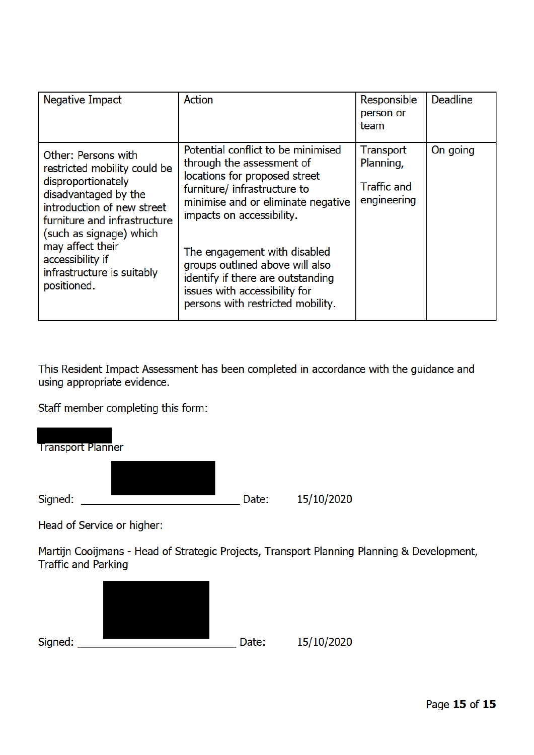| Negative Impact | Action | Responsible person or team | Deadline |
|---|---|---|---|
| Other: Persons with restricted mobility could be disproportionately disadvantaged by the introduction of new street furniture and infrastructure (such as signage) which may affect their accessibility if infrastructure is suitably positioned. | Potential conflict to be minimised through the assessment of locations for proposed street furniture/ infrastructure to minimise and or eliminate negative impacts on accessibility.<br><br>The engagement with disabled groups outlined above will also identify if there are outstanding issues with accessibility for persons with restricted mobility. | Transport Planning,<br><br>Traffic and engineering | On going |

This Resident Impact Assessment has been completed in accordance with the guidance and using appropriate evidence.

Staff member completing this form:

Transport Planner

Signed: ______________________________ Date: 15/10/2020

Head of Service or higher:

Martijn Cooijmans - Head of Strategic Projects, Transport Planning Planning & Development, Traffic and Parking

Signed: ______________________________ Date: 15/10/2020